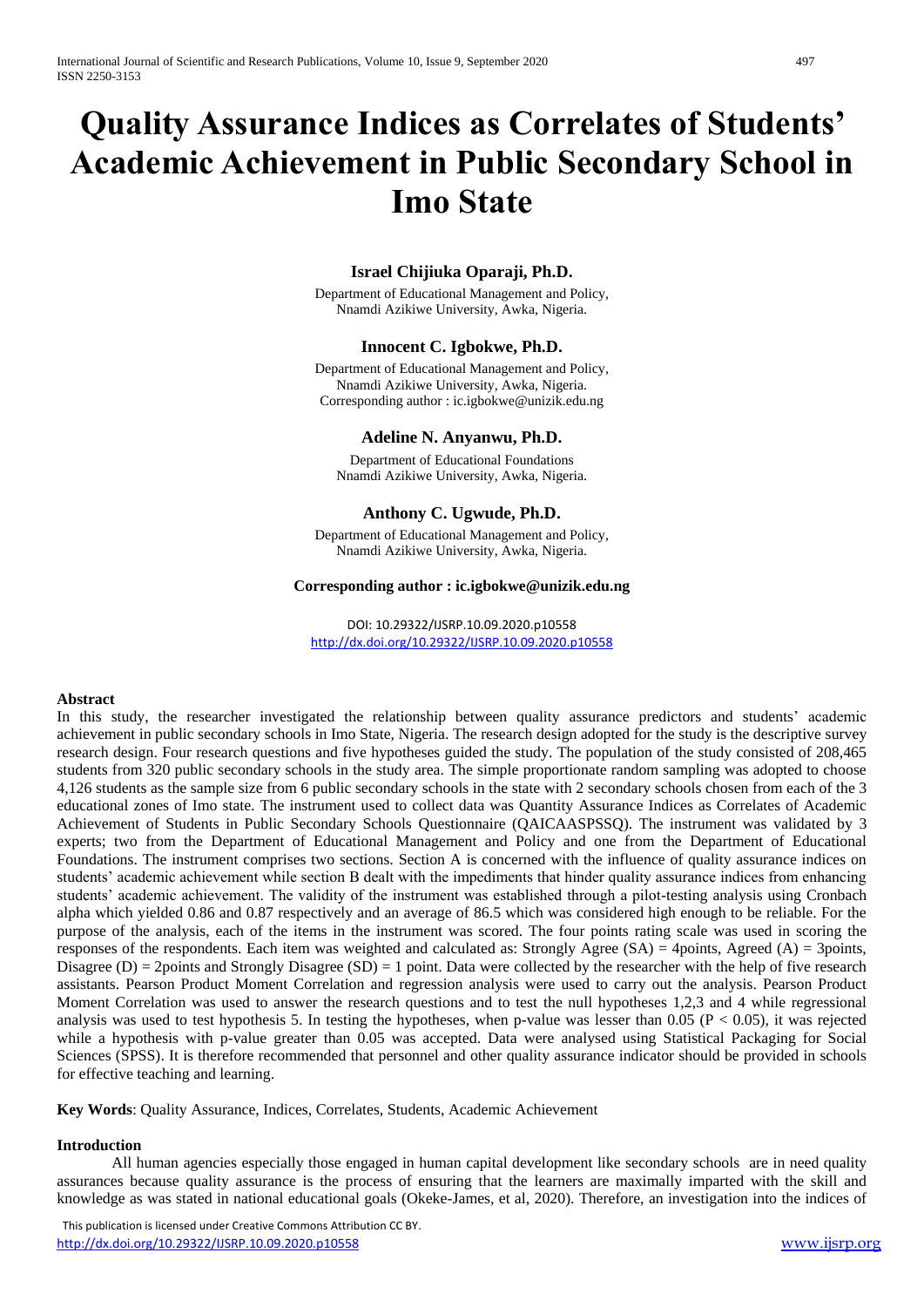# Quality Assurance Indices as Correlates of Students' Academic Achievement in Public Secondary School in Imo State

**Israel Chijiuka Oparaji, Ph.D.**

Department of Educational Management and Policy,
Nnamdi Azikiwe University, Awka, Nigeria.

**Innocent C. Igbokwe, Ph.D.**

Department of Educational Management and Policy,
Nnamdi Azikiwe University, Awka, Nigeria.
Corresponding author : ic.igbokwe@unizik.edu.ng

**Adeline N. Anyanwu, Ph.D.**

Department of Educational Foundations
Nnamdi Azikiwe University, Awka, Nigeria.

**Anthony C. Ugwude, Ph.D.**

Department of Educational Management and Policy,
Nnamdi Azikiwe University, Awka, Nigeria.

**Corresponding author : ic.igbokwe@unizik.edu.ng**

DOI: 10.29322/IJSRP.10.09.2020.p10558
http://dx.doi.org/10.29322/IJSRP.10.09.2020.p10558

**Abstract**

In this study, the researcher investigated the relationship between quality assurance predictors and students' academic achievement in public secondary schools in Imo State, Nigeria. The research design adopted for the study is the descriptive survey research design. Four research questions and five hypotheses guided the study. The population of the study consisted of 208,465 students from 320 public secondary schools in the study area. The simple proportionate random sampling was adopted to choose 4,126 students as the sample size from 6 public secondary schools in the state with 2 secondary schools chosen from each of the 3 educational zones of Imo state. The instrument used to collect data was Quantity Assurance Indices as Correlates of Academic Achievement of Students in Public Secondary Schools Questionnaire (QAICAASPSSQ). The instrument was validated by 3 experts; two from the Department of Educational Management and Policy and one from the Department of Educational Foundations. The instrument comprises two sections. Section A is concerned with the influence of quality assurance indices on students' academic achievement while section B dealt with the impediments that hinder quality assurance indices from enhancing students' academic achievement. The validity of the instrument was established through a pilot-testing analysis using Cronbach alpha which yielded 0.86 and 0.87 respectively and an average of 86.5 which was considered high enough to be reliable. For the purpose of the analysis, each of the items in the instrument was scored. The four points rating scale was used in scoring the responses of the respondents. Each item was weighted and calculated as: Strongly Agree (SA) = 4points, Agreed (A) = 3points, Disagree (D) = 2points and Strongly Disagree (SD) = 1 point. Data were collected by the researcher with the help of five research assistants. Pearson Product Moment Correlation and regression analysis were used to carry out the analysis. Pearson Product Moment Correlation was used to answer the research questions and to test the null hypotheses 1,2,3 and 4 while regressional analysis was used to test hypothesis 5. In testing the hypotheses, when p-value was lesser than 0.05 ($P < 0.05$), it was rejected while a hypothesis with p-value greater than 0.05 was accepted. Data were analysed using Statistical Packaging for Social Sciences (SPSS). It is therefore recommended that personnel and other quality assurance indicator should be provided in schools for effective teaching and learning.

**Key Words**: Quality Assurance, Indices, Correlates, Students, Academic Achievement

## Introduction

All human agencies especially those engaged in human capital development like secondary schools are in need quality assurances because quality assurance is the process of ensuring that the learners are maximally imparted with the skill and knowledge as was stated in national educational goals (Okeke-James, et al, 2020). Therefore, an investigation into the indices of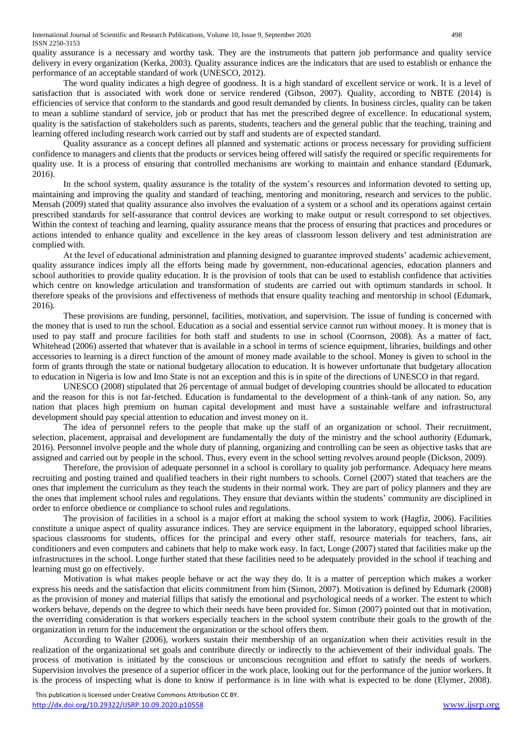quality assurance is a necessary and worthy task. They are the instruments that pattern job performance and quality service delivery in every organization (Kerka, 2003). Quality assurance indices are the indicators that are used to establish or enhance the performance of an acceptable standard of work (UNESCO, 2012).

The word quality indicates a high degree of goodness. It is a high standard of excellent service or work. It is a level of satisfaction that is associated with work done or service rendered (Gibson, 2007). Quality, according to NBTE (2014) is efficiencies of service that conform to the standards and good result demanded by clients. In business circles, quality can be taken to mean a sublime standard of service, job or product that has met the prescribed degree of excellence. In educational system, quality is the satisfaction of stakeholders such as parents, students, teachers and the general public that the teaching, training and learning offered including research work carried out by staff and students are of expected standard.

Quality assurance as a concept defines all planned and systematic actions or process necessary for providing sufficient confidence to managers and clients that the products or services being offered will satisfy the required or specific requirements for quality use. It is a process of ensuring that controlled mechanisms are working to maintain and enhance standard (Edumark, 2016).

In the school system, quality assurance is the totality of the system's resources and information devoted to setting up, maintaining and improving the quality and standard of teaching, mentoring and monitoring, research and services to the public. Mensah (2009) stated that quality assurance also involves the evaluation of a system or a school and its operations against certain prescribed standards for self-assurance that control devices are working to make output or result correspond to set objectives. Within the context of teaching and learning, quality assurance means that the process of ensuring that practices and procedures or actions intended to enhance quality and excellence in the key areas of classroom lesson delivery and test administration are complied with.

At the level of educational administration and planning designed to guarantee improved students' academic achievement, quality assurance indices imply all the efforts being made by government, non-educational agencies, education planners and school authorities to provide quality education. It is the provision of tools that can be used to establish confidence that activities which centre on knowledge articulation and transformation of students are carried out with optimum standards in school. It therefore speaks of the provisions and effectiveness of methods that ensure quality teaching and mentorship in school (Edumark, 2016).

These provisions are funding, personnel, facilities, motivation, and supervision. The issue of funding is concerned with the money that is used to run the school. Education as a social and essential service cannot run without money. It is money that is used to pay staff and procure facilities for both staff and students to use in school (Coornson, 2008). As a matter of fact, Whitehead (2006) asserted that whatever that is available in a school in terms of science equipment, libraries, buildings and other accessories to learning is a direct function of the amount of money made available to the school. Money is given to school in the form of grants through the state or national budgetary allocation to education. It is however unfortunate that budgetary allocation to education in Nigeria is low and Imo State is not an exception and this is in spite of the directions of UNESCO in that regard.

UNESCO (2008) stipulated that 26 percentage of annual budget of developing countries should be allocated to education and the reason for this is not far-fetched. Education is fundamental to the development of a think-tank of any nation. So, any nation that places high premium on human capital development and must have a sustainable welfare and infrastructural development should pay special attention to education and invest money on it.

The idea of personnel refers to the people that make up the staff of an organization or school. Their recruitment, selection, placement, appraisal and development are fundamentally the duty of the ministry and the school authority (Edumark, 2016). Personnel involve people and the whole duty of planning, organizing and controlling can be seen as objective tasks that are assigned and carried out by people in the school. Thus, every event in the school setting revolves around people (Dickson, 2009).

Therefore, the provision of adequate personnel in a school is corollary to quality job performance. Adequacy here means recruiting and posting trained and qualified teachers in their right numbers to schools. Cornel (2007) stated that teachers are the ones that implement the curriculum as they teach the students in their normal work. They are part of policy planners and they are the ones that implement school rules and regulations. They ensure that deviants within the students' community are disciplined in order to enforce obedience or compliance to school rules and regulations.

The provision of facilities in a school is a major effort at making the school system to work (Hagfiz, 2006). Facilities constitute a unique aspect of quality assurance indices. They are service equipment in the laboratory, equipped school libraries, spacious classrooms for students, offices for the principal and every other staff, resource materials for teachers, fans, air conditioners and even computers and cabinets that help to make work easy. In fact, Longe (2007) stated that facilities make up the infrastructures in the school. Longe further stated that these facilities need to be adequately provided in the school if teaching and learning must go on effectively.

Motivation is what makes people behave or act the way they do. It is a matter of perception which makes a worker express his needs and the satisfaction that elicits commitment from him (Simon, 2007). Motivation is defined by Edumark (2008) as the provision of money and material fillips that satisfy the emotional and psychological needs of a worker. The extent to which workers behave, depends on the degree to which their needs have been provided for. Simon (2007) pointed out that in motivation, the overriding consideration is that workers especially teachers in the school system contribute their goals to the growth of the organization in return for the inducement the organization or the school offers them.

According to Walter (2006), workers sustain their membership of an organization when their activities result in the realization of the organizational set goals and contribute directly or indirectly to the achievement of their individual goals. The process of motivation is initiated by the conscious or unconscious recognition and effort to satisfy the needs of workers. Supervision involves the presence of a superior officer in the work place, looking out for the performance of the junior workers. It is the process of inspecting what is done to know if performance is in line with what is expected to be done (Elymer, 2008).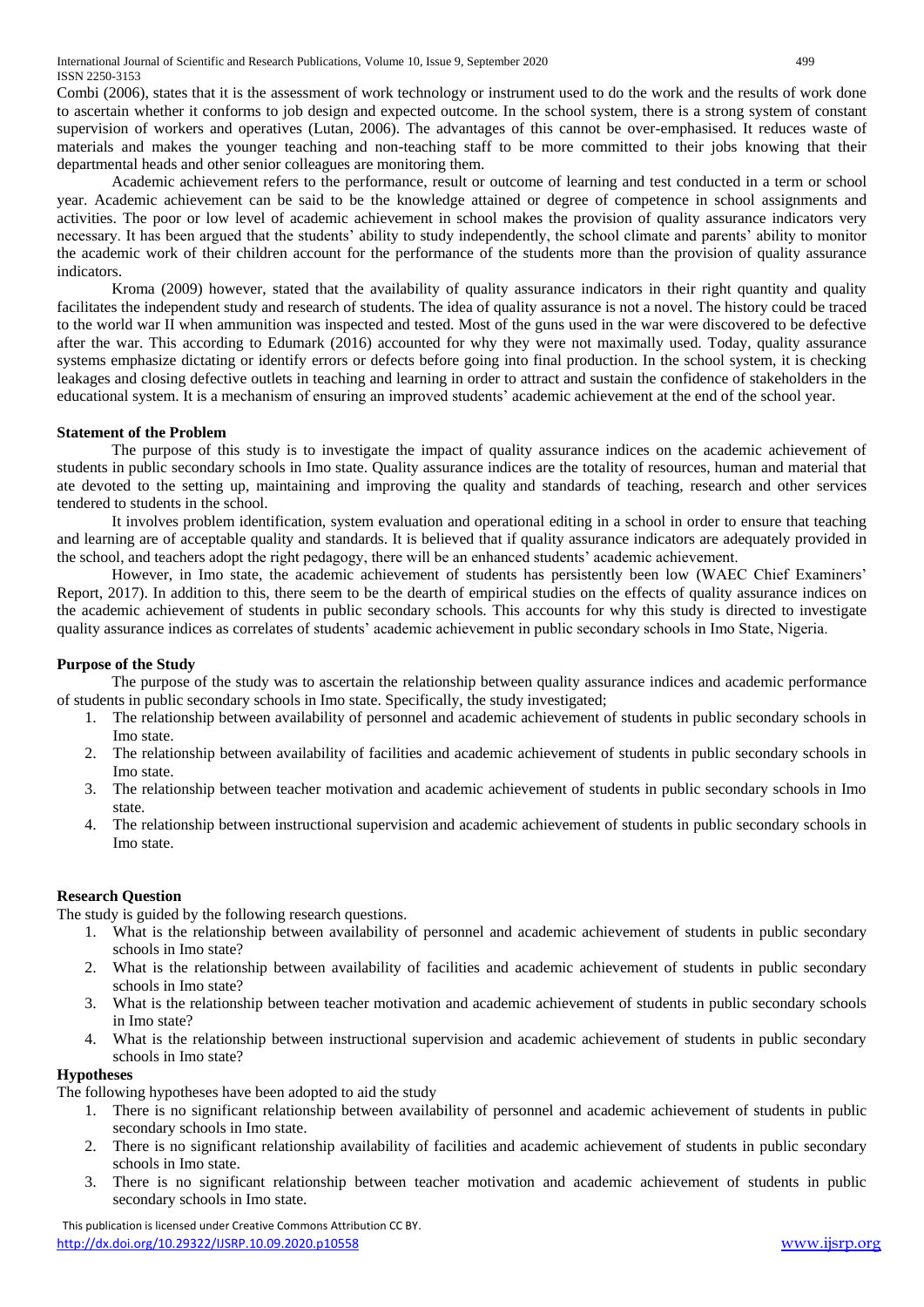Combi (2006), states that it is the assessment of work technology or instrument used to do the work and the results of work done to ascertain whether it conforms to job design and expected outcome. In the school system, there is a strong system of constant supervision of workers and operatives (Lutan, 2006). The advantages of this cannot be over-emphasised. It reduces waste of materials and makes the younger teaching and non-teaching staff to be more committed to their jobs knowing that their departmental heads and other senior colleagues are monitoring them.

Academic achievement refers to the performance, result or outcome of learning and test conducted in a term or school year. Academic achievement can be said to be the knowledge attained or degree of competence in school assignments and activities. The poor or low level of academic achievement in school makes the provision of quality assurance indicators very necessary. It has been argued that the students' ability to study independently, the school climate and parents' ability to monitor the academic work of their children account for the performance of the students more than the provision of quality assurance indicators.

Kroma (2009) however, stated that the availability of quality assurance indicators in their right quantity and quality facilitates the independent study and research of students. The idea of quality assurance is not a novel. The history could be traced to the world war II when ammunition was inspected and tested. Most of the guns used in the war were discovered to be defective after the war. This according to Edumark (2016) accounted for why they were not maximally used. Today, quality assurance systems emphasize dictating or identify errors or defects before going into final production. In the school system, it is checking leakages and closing defective outlets in teaching and learning in order to attract and sustain the confidence of stakeholders in the educational system. It is a mechanism of ensuring an improved students' academic achievement at the end of the school year.

**Statement of the Problem**

The purpose of this study is to investigate the impact of quality assurance indices on the academic achievement of students in public secondary schools in Imo state. Quality assurance indices are the totality of resources, human and material that ate devoted to the setting up, maintaining and improving the quality and standards of teaching, research and other services tendered to students in the school.

It involves problem identification, system evaluation and operational editing in a school in order to ensure that teaching and learning are of acceptable quality and standards. It is believed that if quality assurance indicators are adequately provided in the school, and teachers adopt the right pedagogy, there will be an enhanced students' academic achievement.

However, in Imo state, the academic achievement of students has persistently been low (WAEC Chief Examiners' Report, 2017). In addition to this, there seem to be the dearth of empirical studies on the effects of quality assurance indices on the academic achievement of students in public secondary schools. This accounts for why this study is directed to investigate quality assurance indices as correlates of students' academic achievement in public secondary schools in Imo State, Nigeria.

**Purpose of the Study**

The purpose of the study was to ascertain the relationship between quality assurance indices and academic performance of students in public secondary schools in Imo state. Specifically, the study investigated;

1. The relationship between availability of personnel and academic achievement of students in public secondary schools in Imo state.
2. The relationship between availability of facilities and academic achievement of students in public secondary schools in Imo state.
3. The relationship between teacher motivation and academic achievement of students in public secondary schools in Imo state.
4. The relationship between instructional supervision and academic achievement of students in public secondary schools in Imo state.

**Research Question**

The study is guided by the following research questions.

1. What is the relationship between availability of personnel and academic achievement of students in public secondary schools in Imo state?
2. What is the relationship between availability of facilities and academic achievement of students in public secondary schools in Imo state?
3. What is the relationship between teacher motivation and academic achievement of students in public secondary schools in Imo state?
4. What is the relationship between instructional supervision and academic achievement of students in public secondary schools in Imo state?

**Hypotheses**

The following hypotheses have been adopted to aid the study

1. There is no significant relationship between availability of personnel and academic achievement of students in public secondary schools in Imo state.
2. There is no significant relationship availability of facilities and academic achievement of students in public secondary schools in Imo state.
3. There is no significant relationship between teacher motivation and academic achievement of students in public secondary schools in Imo state.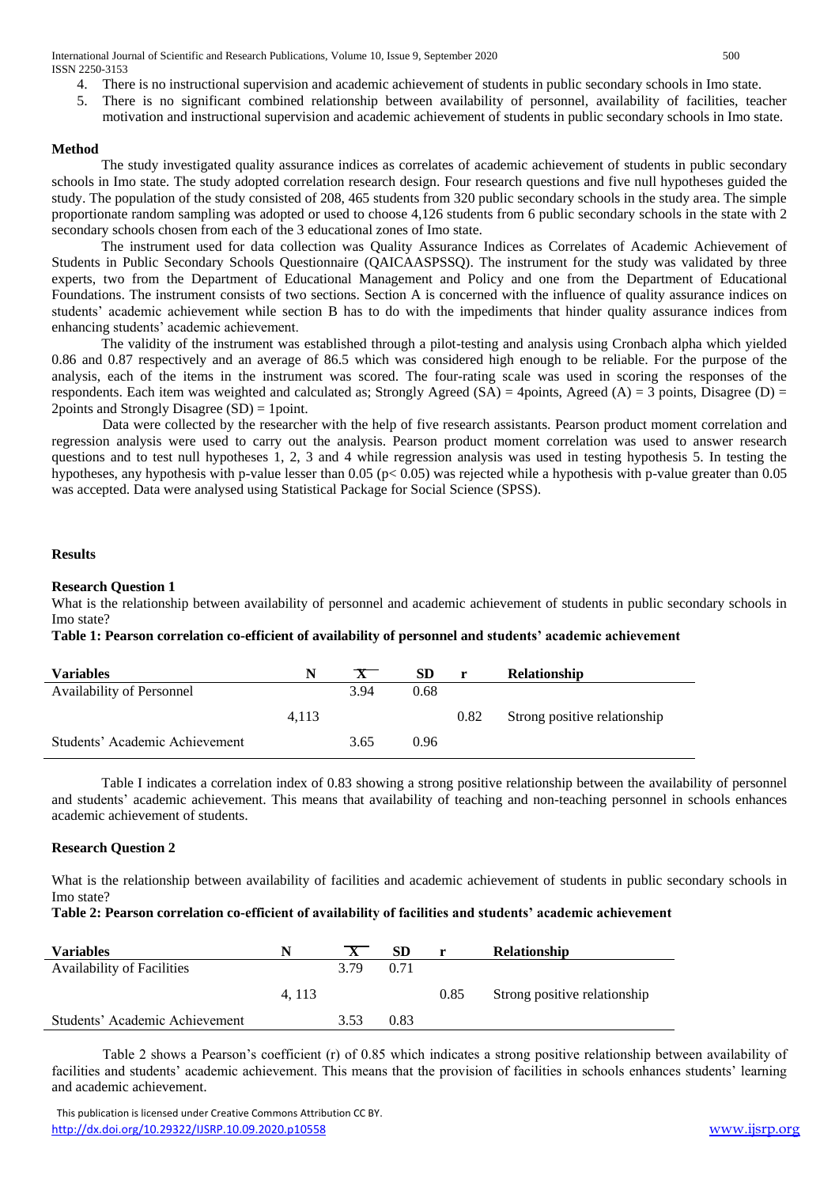4. There is no instructional supervision and academic achievement of students in public secondary schools in Imo state.
5. There is no significant combined relationship between availability of personnel, availability of facilities, teacher motivation and instructional supervision and academic achievement of students in public secondary schools in Imo state.

**Method**

The study investigated quality assurance indices as correlates of academic achievement of students in public secondary schools in Imo state. The study adopted correlation research design. Four research questions and five null hypotheses guided the study. The population of the study consisted of 208, 465 students from 320 public secondary schools in the study area. The simple proportionate random sampling was adopted or used to choose 4,126 students from 6 public secondary schools in the state with 2 secondary schools chosen from each of the 3 educational zones of Imo state.

The instrument used for data collection was Quality Assurance Indices as Correlates of Academic Achievement of Students in Public Secondary Schools Questionnaire (QAICAASPSSQ). The instrument for the study was validated by three experts, two from the Department of Educational Management and Policy and one from the Department of Educational Foundations. The instrument consists of two sections. Section A is concerned with the influence of quality assurance indices on students' academic achievement while section B has to do with the impediments that hinder quality assurance indices from enhancing students' academic achievement.

The validity of the instrument was established through a pilot-testing and analysis using Cronbach alpha which yielded 0.86 and 0.87 respectively and an average of 86.5 which was considered high enough to be reliable. For the purpose of the analysis, each of the items in the instrument was scored. The four-rating scale was used in scoring the responses of the respondents. Each item was weighted and calculated as; Strongly Agreed (SA) = 4points, Agreed (A) = 3 points, Disagree (D) = 2points and Strongly Disagree (SD) = 1point.

Data were collected by the researcher with the help of five research assistants. Pearson product moment correlation and regression analysis were used to carry out the analysis. Pearson product moment correlation was used to answer research questions and to test null hypotheses 1, 2, 3 and 4 while regression analysis was used in testing hypothesis 5. In testing the hypotheses, any hypothesis with p-value lesser than 0.05 ($p < 0.05$) was rejected while a hypothesis with p-value greater than 0.05 was accepted. Data were analysed using Statistical Package for Social Science (SPSS).

**Results**

**Research Question 1**

What is the relationship between availability of personnel and academic achievement of students in public secondary schools in Imo state?

**Table 1: Pearson correlation co-efficient of availability of personnel and students' academic achievement**

| Variables | N | $\bar{X}$ | SD | r | Relationship |
|---|---|---|---|---|---|
| Availability of Personnel | | 3.94 | 0.68 | | |
| | 4,113 | | | 0.82 | Strong positive relationship |
| Students' Academic Achievement | | 3.65 | 0.96 | | |

Table I indicates a correlation index of 0.83 showing a strong positive relationship between the availability of personnel and students' academic achievement. This means that availability of teaching and non-teaching personnel in schools enhances academic achievement of students.

**Research Question 2**

What is the relationship between availability of facilities and academic achievement of students in public secondary schools in Imo state?

**Table 2: Pearson correlation co-efficient of availability of facilities and students' academic achievement**

| Variables | N | $\bar{X}$ | SD | r | Relationship |
|---|---|---|---|---|---|
| Availability of Facilities | | 3.79 | 0.71 | | |
| | 4, 113 | | | 0.85 | Strong positive relationship |
| Students' Academic Achievement | | 3.53 | 0.83 | | |

Table 2 shows a Pearson's coefficient (r) of 0.85 which indicates a strong positive relationship between availability of facilities and students' academic achievement. This means that the provision of facilities in schools enhances students' learning and academic achievement.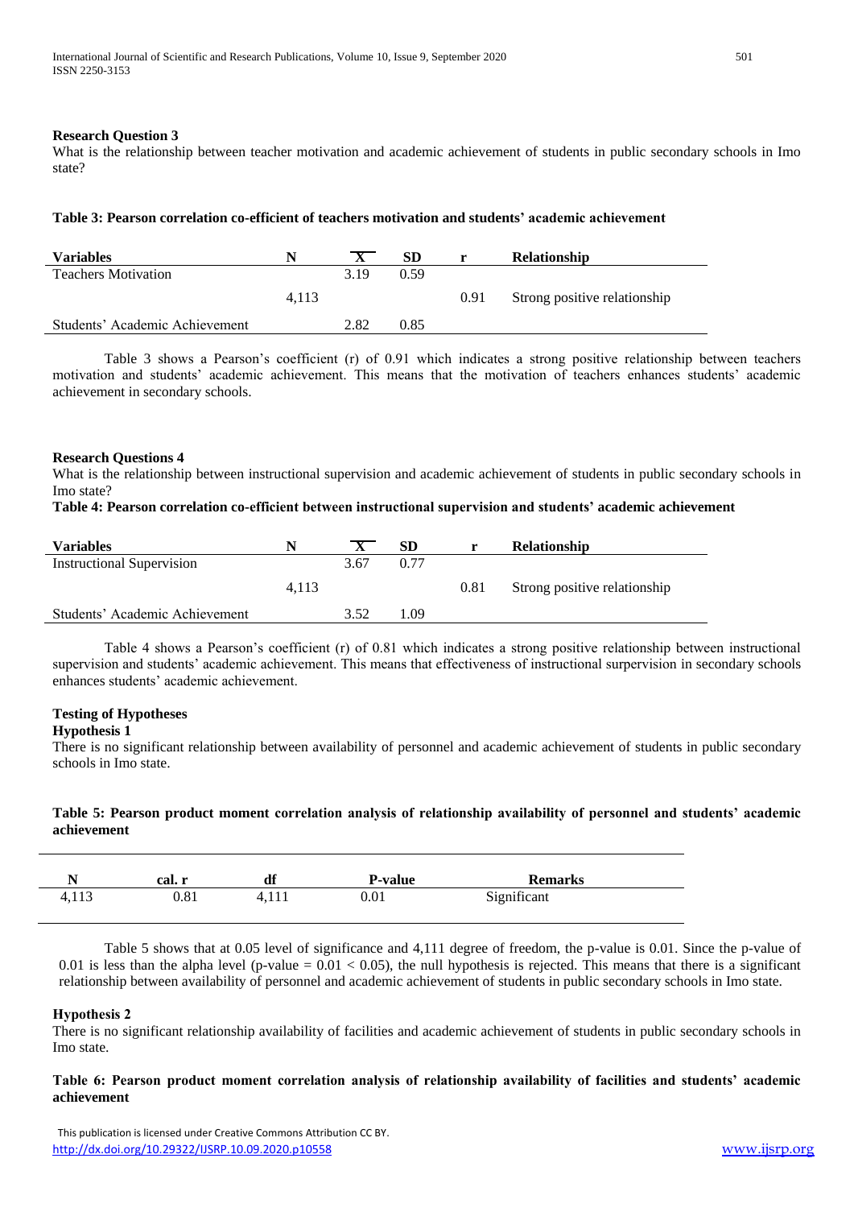**Research Question 3**

What is the relationship between teacher motivation and academic achievement of students in public secondary schools in Imo state?

**Table 3: Pearson correlation co-efficient of teachers motivation and students' academic achievement**

| Variables | N | $\overline{X}$ | SD | r | Relationship |
|---|---|---|---|---|---|
| Teachers Motivation | | 3.19 | 0.59 | | |
| | 4,113 | | | 0.91 | Strong positive relationship |
| Students' Academic Achievement | | 2.82 | 0.85 | | |

Table 3 shows a Pearson's coefficient (r) of 0.91 which indicates a strong positive relationship between teachers motivation and students' academic achievement. This means that the motivation of teachers enhances students' academic achievement in secondary schools.

**Research Questions 4**

What is the relationship between instructional supervision and academic achievement of students in public secondary schools in Imo state?

**Table 4: Pearson correlation co-efficient between instructional supervision and students' academic achievement**

| Variables | N | $\overline{X}$ | SD | r | Relationship |
|---|---|---|---|---|---|
| Instructional Supervision | | 3.67 | 0.77 | | |
| | 4,113 | | | 0.81 | Strong positive relationship |
| Students' Academic Achievement | | 3.52 | 1.09 | | |

Table 4 shows a Pearson's coefficient (r) of 0.81 which indicates a strong positive relationship between instructional supervision and students' academic achievement. This means that effectiveness of instructional surpervision in secondary schools enhances students' academic achievement.

**Testing of Hypotheses**

**Hypothesis 1**

There is no significant relationship between availability of personnel and academic achievement of students in public secondary schools in Imo state.

**Table 5: Pearson product moment correlation analysis of relationship availability of personnel and students' academic achievement**

| N | cal. r | df | P-value | Remarks |
|---|---|---|---|---|
| 4,113 | 0.81 | 4,111 | 0.01 | Significant |

Table 5 shows that at 0.05 level of significance and 4,111 degree of freedom, the p-value is 0.01. Since the p-value of 0.01 is less than the alpha level (p-value = 0.01 < 0.05), the null hypothesis is rejected. This means that there is a significant relationship between availability of personnel and academic achievement of students in public secondary schools in Imo state.

**Hypothesis 2**

There is no significant relationship availability of facilities and academic achievement of students in public secondary schools in Imo state.

**Table 6: Pearson product moment correlation analysis of relationship availability of facilities and students' academic achievement**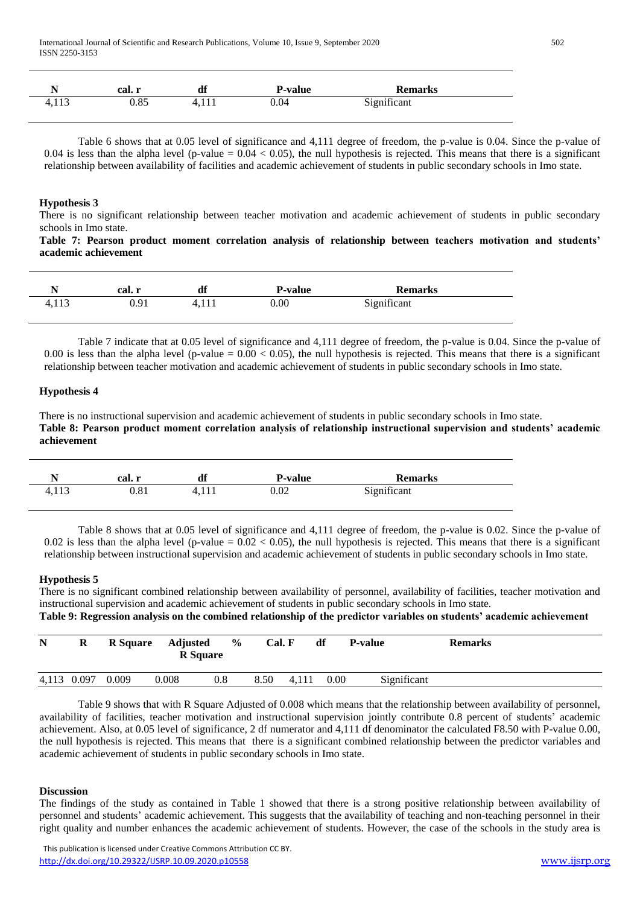| N | cal. r | df | P-value | Remarks |
|---|---|---|---|---|
| 4,113 | 0.85 | 4,111 | 0.04 | Significant |

Table 6 shows that at 0.05 level of significance and 4,111 degree of freedom, the p-value is 0.04. Since the p-value of 0.04 is less than the alpha level (p-value = 0.04 < 0.05), the null hypothesis is rejected. This means that there is a significant relationship between availability of facilities and academic achievement of students in public secondary schools in Imo state.

**Hypothesis 3**

There is no significant relationship between teacher motivation and academic achievement of students in public secondary schools in Imo state.

**Table 7: Pearson product moment correlation analysis of relationship between teachers motivation and students' academic achievement**

| N | cal. r | df | P-value | Remarks |
|---|---|---|---|---|
| 4,113 | 0.91 | 4,111 | 0.00 | Significant |

Table 7 indicate that at 0.05 level of significance and 4,111 degree of freedom, the p-value is 0.04. Since the p-value of 0.00 is less than the alpha level (p-value = 0.00 < 0.05), the null hypothesis is rejected. This means that there is a significant relationship between teacher motivation and academic achievement of students in public secondary schools in Imo state.

**Hypothesis 4**

There is no instructional supervision and academic achievement of students in public secondary schools in Imo state.

**Table 8: Pearson product moment correlation analysis of relationship instructional supervision and students' academic achievement**

| N | cal. r | df | P-value | Remarks |
|---|---|---|---|---|
| 4,113 | 0.81 | 4,111 | 0.02 | Significant |

Table 8 shows that at 0.05 level of significance and 4,111 degree of freedom, the p-value is 0.02. Since the p-value of 0.02 is less than the alpha level (p-value = 0.02 < 0.05), the null hypothesis is rejected. This means that there is a significant relationship between instructional supervision and academic achievement of students in public secondary schools in Imo state.

**Hypothesis 5**

There is no significant combined relationship between availability of personnel, availability of facilities, teacher motivation and instructional supervision and academic achievement of students in public secondary schools in Imo state.

**Table 9: Regression analysis on the combined relationship of the predictor variables on students' academic achievement**

| N | R | R Square | Adjusted R Square | % | Cal. F | df | P-value | Remarks |
|---|---|---|---|---|---|---|---|---|
| 4,113 | 0.097 | 0.009 | 0.008 | 0.8 | 8.50 | 4,111 | 0.00 | Significant |

Table 9 shows that with R Square Adjusted of 0.008 which means that the relationship between availability of personnel, availability of facilities, teacher motivation and instructional supervision jointly contribute 0.8 percent of students' academic achievement. Also, at 0.05 level of significance, 2 df numerator and 4,111 df denominator the calculated F8.50 with P-value 0.00, the null hypothesis is rejected. This means that there is a significant combined relationship between the predictor variables and academic achievement of students in public secondary schools in Imo state.

**Discussion**

The findings of the study as contained in Table 1 showed that there is a strong positive relationship between availability of personnel and students' academic achievement. This suggests that the availability of teaching and non-teaching personnel in their right quality and number enhances the academic achievement of students. However, the case of the schools in the study area is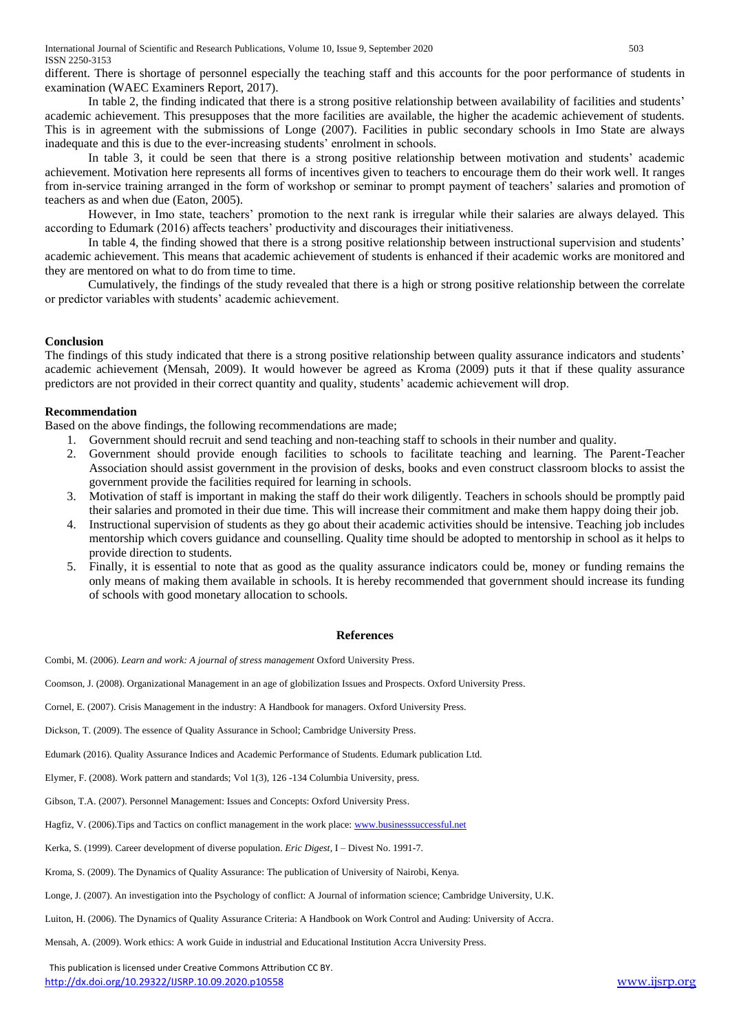different. There is shortage of personnel especially the teaching staff and this accounts for the poor performance of students in examination (WAEC Examiners Report, 2017).

In table 2, the finding indicated that there is a strong positive relationship between availability of facilities and students' academic achievement. This presupposes that the more facilities are available, the higher the academic achievement of students. This is in agreement with the submissions of Longe (2007). Facilities in public secondary schools in Imo State are always inadequate and this is due to the ever-increasing students' enrolment in schools.

In table 3, it could be seen that there is a strong positive relationship between motivation and students' academic achievement. Motivation here represents all forms of incentives given to teachers to encourage them do their work well. It ranges from in-service training arranged in the form of workshop or seminar to prompt payment of teachers' salaries and promotion of teachers as and when due (Eaton, 2005).

However, in Imo state, teachers' promotion to the next rank is irregular while their salaries are always delayed. This according to Edumark (2016) affects teachers' productivity and discourages their initiativeness.

In table 4, the finding showed that there is a strong positive relationship between instructional supervision and students' academic achievement. This means that academic achievement of students is enhanced if their academic works are monitored and they are mentored on what to do from time to time.

Cumulatively, the findings of the study revealed that there is a high or strong positive relationship between the correlate or predictor variables with students' academic achievement.

## Conclusion

The findings of this study indicated that there is a strong positive relationship between quality assurance indicators and students' academic achievement (Mensah, 2009). It would however be agreed as Kroma (2009) puts it that if these quality assurance predictors are not provided in their correct quantity and quality, students' academic achievement will drop.

## Recommendation

Based on the above findings, the following recommendations are made;

1. Government should recruit and send teaching and non-teaching staff to schools in their number and quality.
2. Government should provide enough facilities to schools to facilitate teaching and learning. The Parent-Teacher Association should assist government in the provision of desks, books and even construct classroom blocks to assist the government provide the facilities required for learning in schools.
3. Motivation of staff is important in making the staff do their work diligently. Teachers in schools should be promptly paid their salaries and promoted in their due time. This will increase their commitment and make them happy doing their job.
4. Instructional supervision of students as they go about their academic activities should be intensive. Teaching job includes mentorship which covers guidance and counselling. Quality time should be adopted to mentorship in school as it helps to provide direction to students.
5. Finally, it is essential to note that as good as the quality assurance indicators could be, money or funding remains the only means of making them available in schools. It is hereby recommended that government should increase its funding of schools with good monetary allocation to schools.

## References

Combi, M. (2006). *Learn and work: A journal of stress management* Oxford University Press.

Coomson, J. (2008). Organizational Management in an age of globilization Issues and Prospects. Oxford University Press.

Cornel, E. (2007). Crisis Management in the industry: A Handbook for managers. Oxford University Press.

Dickson, T. (2009). The essence of Quality Assurance in School; Cambridge University Press.

Edumark (2016). Quality Assurance Indices and Academic Performance of Students. Edumark publication Ltd.

Elymer, F. (2008). Work pattern and standards; Vol 1(3), 126 -134 Columbia University, press.

Gibson, T.A. (2007). Personnel Management: Issues and Concepts: Oxford University Press.

Hagfiz, V. (2006).Tips and Tactics on conflict management in the work place: www.businesssuccessful.net

Kerka, S. (1999). Career development of diverse population. *Eric Digest*, I – Divest No. 1991-7.

Kroma, S. (2009). The Dynamics of Quality Assurance: The publication of University of Nairobi, Kenya.

Longe, J. (2007). An investigation into the Psychology of conflict: A Journal of information science; Cambridge University, U.K.

Luiton, H. (2006). The Dynamics of Quality Assurance Criteria: A Handbook on Work Control and Auding: University of Accra.

Mensah, A. (2009). Work ethics: A work Guide in industrial and Educational Institution Accra University Press.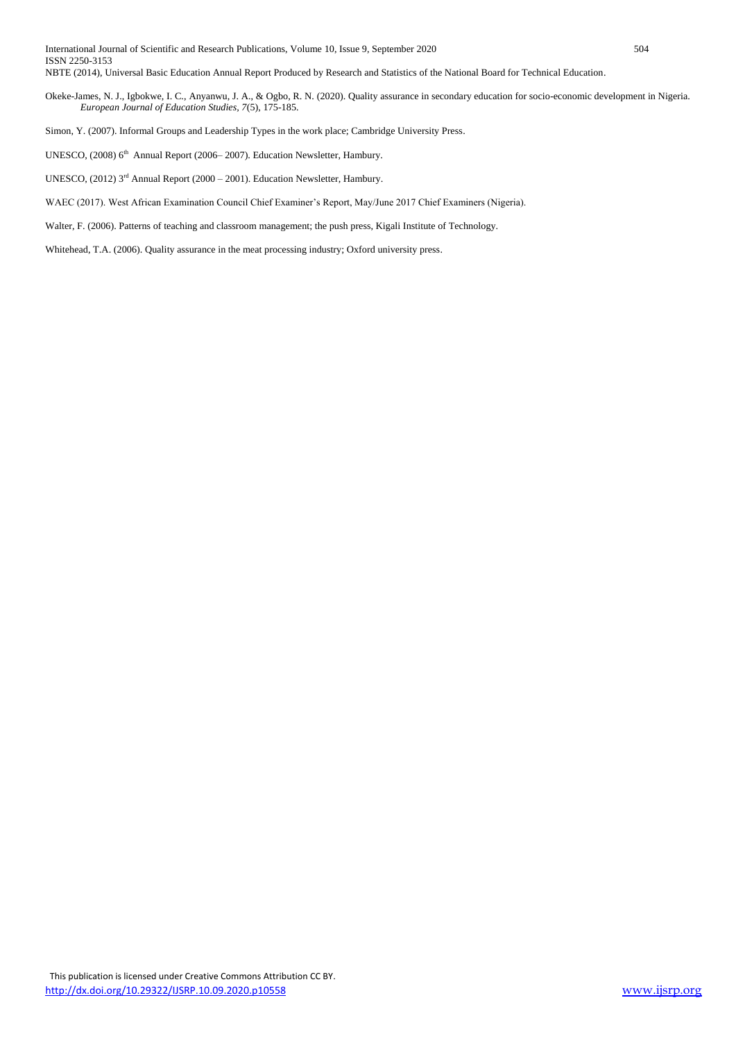NBTE (2014), Universal Basic Education Annual Report Produced by Research and Statistics of the National Board for Technical Education.

Okeke-James, N. J., Igbokwe, I. C., Anyanwu, J. A., & Ogbo, R. N. (2020). Quality assurance in secondary education for socio-economic development in Nigeria. *European Journal of Education Studies*, *7*(5), 175-185.

Simon, Y. (2007). Informal Groups and Leadership Types in the work place; Cambridge University Press.

UNESCO, (2008) 6th Annual Report (2006– 2007). Education Newsletter, Hambury.

UNESCO, (2012) 3rd Annual Report (2000 – 2001). Education Newsletter, Hambury.

WAEC (2017). West African Examination Council Chief Examiner's Report, May/June 2017 Chief Examiners (Nigeria).

Walter, F. (2006). Patterns of teaching and classroom management; the push press, Kigali Institute of Technology.

Whitehead, T.A. (2006). Quality assurance in the meat processing industry; Oxford university press.